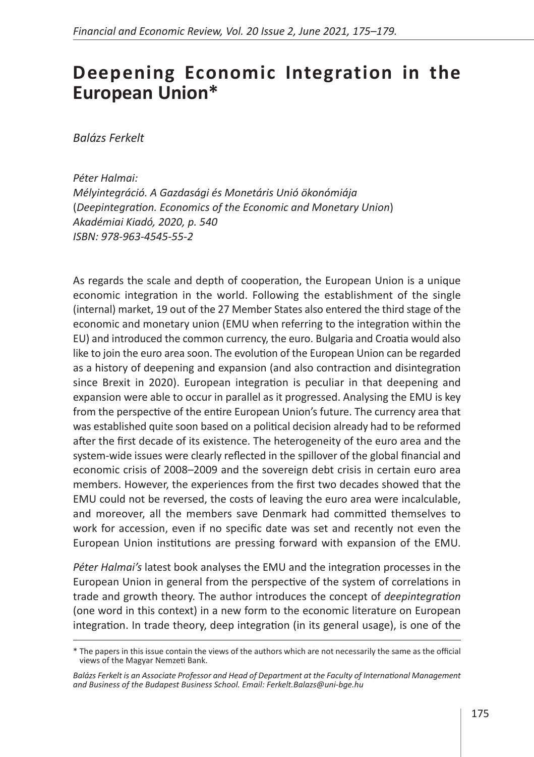# Deepening Economic Integration in the European Union*

*Balázs Ferkelt*

*Péter Halmai:*
*Mélyintegráció. A Gazdasági és Monetáris Unió ökonómiája*
(*Deepintegration. Economics of the Economic and Monetary Union*)
*Akadémiai Kiadó, 2020, p. 540*
*ISBN: 978-963-4545-55-2*

As regards the scale and depth of cooperation, the European Union is a unique economic integration in the world. Following the establishment of the single (internal) market, 19 out of the 27 Member States also entered the third stage of the economic and monetary union (EMU when referring to the integration within the EU) and introduced the common currency, the euro. Bulgaria and Croatia would also like to join the euro area soon. The evolution of the European Union can be regarded as a history of deepening and expansion (and also contraction and disintegration since Brexit in 2020). European integration is peculiar in that deepening and expansion were able to occur in parallel as it progressed. Analysing the EMU is key from the perspective of the entire European Union's future. The currency area that was established quite soon based on a political decision already had to be reformed after the first decade of its existence. The heterogeneity of the euro area and the system-wide issues were clearly reflected in the spillover of the global financial and economic crisis of 2008–2009 and the sovereign debt crisis in certain euro area members. However, the experiences from the first two decades showed that the EMU could not be reversed, the costs of leaving the euro area were incalculable, and moreover, all the members save Denmark had committed themselves to work for accession, even if no specific date was set and recently not even the European Union institutions are pressing forward with expansion of the EMU.

*Péter Halmai's* latest book analyses the EMU and the integration processes in the European Union in general from the perspective of the system of correlations in trade and growth theory. The author introduces the concept of *deepintegration* (one word in this context) in a new form to the economic literature on European integration. In trade theory, deep integration (in its general usage), is one of the

---

\* The papers in this issue contain the views of the authors which are not necessarily the same as the official views of the Magyar Nemzeti Bank.

*Balázs Ferkelt is an Associate Professor and Head of Department at the Faculty of International Management and Business of the Budapest Business School. Email: Ferkelt.Balazs@uni-bge.hu*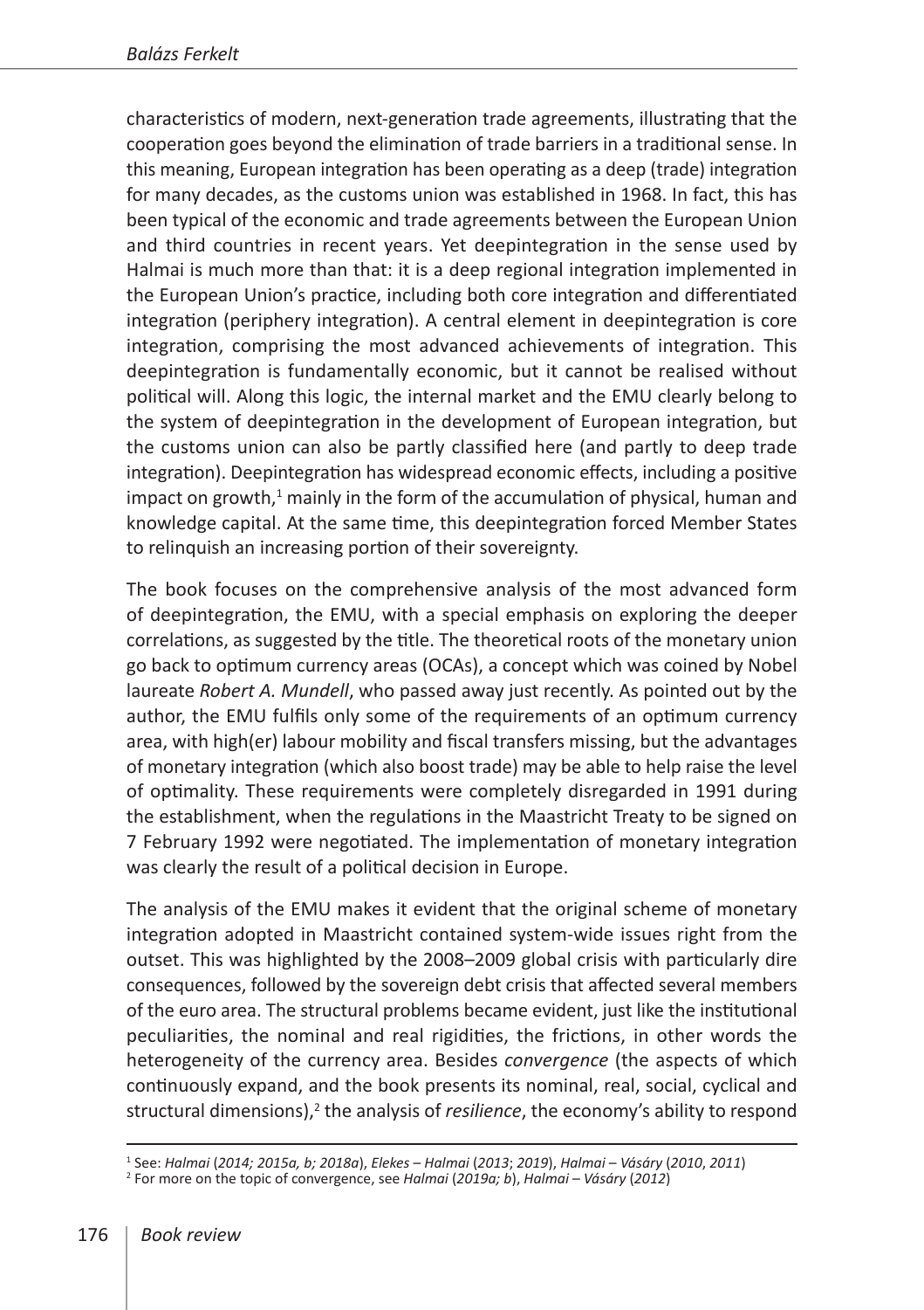characteristics of modern, next-generation trade agreements, illustrating that the cooperation goes beyond the elimination of trade barriers in a traditional sense. In this meaning, European integration has been operating as a deep (trade) integration for many decades, as the customs union was established in 1968. In fact, this has been typical of the economic and trade agreements between the European Union and third countries in recent years. Yet deepintegration in the sense used by Halmai is much more than that: it is a deep regional integration implemented in the European Union's practice, including both core integration and differentiated integration (periphery integration). A central element in deepintegration is core integration, comprising the most advanced achievements of integration. This deepintegration is fundamentally economic, but it cannot be realised without political will. Along this logic, the internal market and the EMU clearly belong to the system of deepintegration in the development of European integration, but the customs union can also be partly classified here (and partly to deep trade integration). Deepintegration has widespread economic effects, including a positive impact on growth,[1] mainly in the form of the accumulation of physical, human and knowledge capital. At the same time, this deepintegration forced Member States to relinquish an increasing portion of their sovereignty.

The book focuses on the comprehensive analysis of the most advanced form of deepintegration, the EMU, with a special emphasis on exploring the deeper correlations, as suggested by the title. The theoretical roots of the monetary union go back to optimum currency areas (OCAs), a concept which was coined by Nobel laureate *Robert A. Mundell*, who passed away just recently. As pointed out by the author, the EMU fulfils only some of the requirements of an optimum currency area, with high(er) labour mobility and fiscal transfers missing, but the advantages of monetary integration (which also boost trade) may be able to help raise the level of optimality. These requirements were completely disregarded in 1991 during the establishment, when the regulations in the Maastricht Treaty to be signed on 7 February 1992 were negotiated. The implementation of monetary integration was clearly the result of a political decision in Europe.

The analysis of the EMU makes it evident that the original scheme of monetary integration adopted in Maastricht contained system-wide issues right from the outset. This was highlighted by the 2008–2009 global crisis with particularly dire consequences, followed by the sovereign debt crisis that affected several members of the euro area. The structural problems became evident, just like the institutional peculiarities, the nominal and real rigidities, the frictions, in other words the heterogeneity of the currency area. Besides *convergence* (the aspects of which continuously expand, and the book presents its nominal, real, social, cyclical and structural dimensions),[2] the analysis of *resilience*, the economy's ability to respond

---

[1] See: *Halmai* (*2014; 2015a, b; 2018a*), *Elekes – Halmai* (*2013*; *2019*), *Halmai – Vásáry* (*2010*, *2011*)

[2] For more on the topic of convergence, see *Halmai* (*2019a; b*), *Halmai – Vásáry* (*2012*)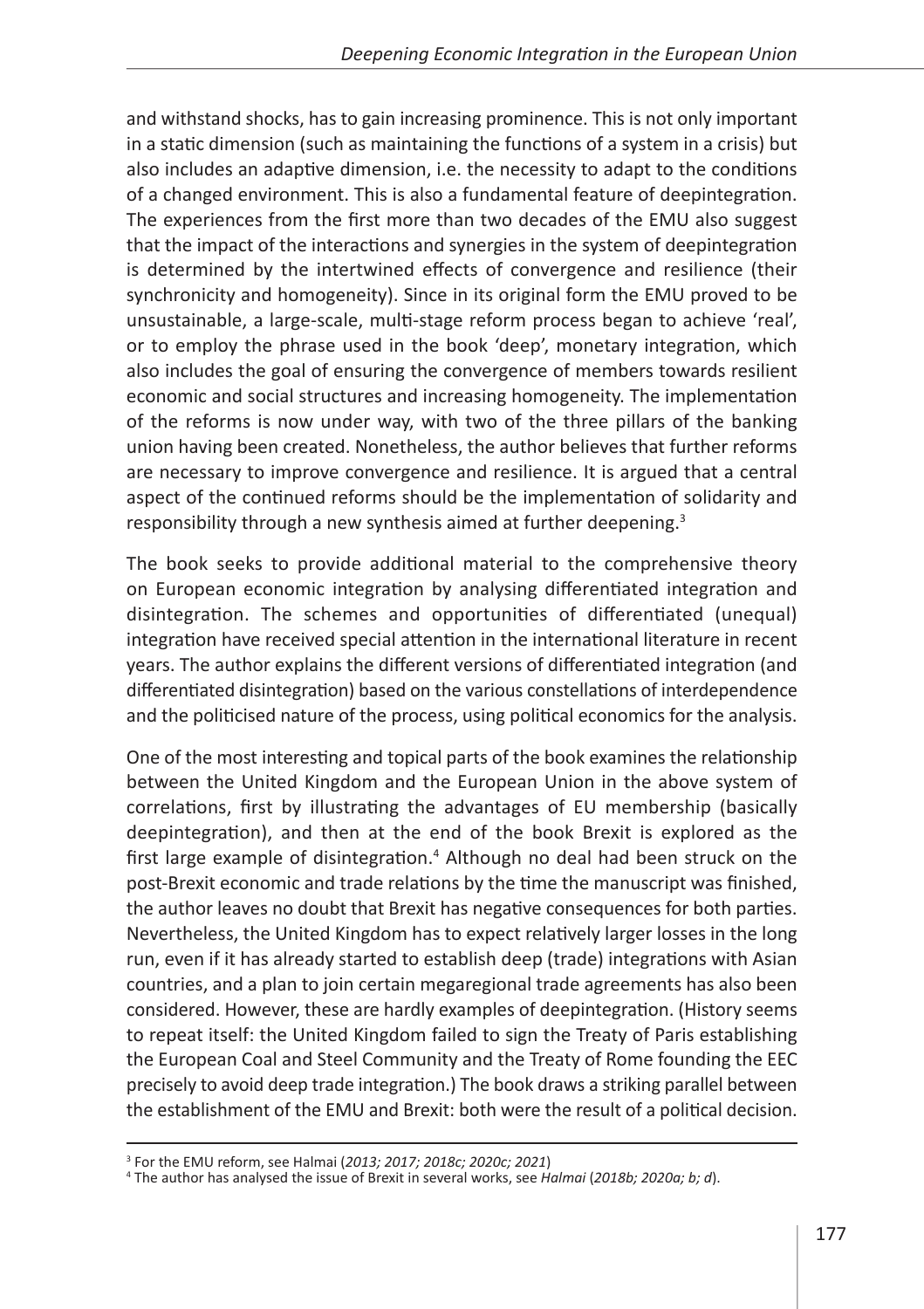and withstand shocks, has to gain increasing prominence. This is not only important in a static dimension (such as maintaining the functions of a system in a crisis) but also includes an adaptive dimension, i.e. the necessity to adapt to the conditions of a changed environment. This is also a fundamental feature of deepintegration. The experiences from the first more than two decades of the EMU also suggest that the impact of the interactions and synergies in the system of deepintegration is determined by the intertwined effects of convergence and resilience (their synchronicity and homogeneity). Since in its original form the EMU proved to be unsustainable, a large-scale, multi-stage reform process began to achieve 'real', or to employ the phrase used in the book 'deep', monetary integration, which also includes the goal of ensuring the convergence of members towards resilient economic and social structures and increasing homogeneity. The implementation of the reforms is now under way, with two of the three pillars of the banking union having been created. Nonetheless, the author believes that further reforms are necessary to improve convergence and resilience. It is argued that a central aspect of the continued reforms should be the implementation of solidarity and responsibility through a new synthesis aimed at further deepening.[3]

The book seeks to provide additional material to the comprehensive theory on European economic integration by analysing differentiated integration and disintegration. The schemes and opportunities of differentiated (unequal) integration have received special attention in the international literature in recent years. The author explains the different versions of differentiated integration (and differentiated disintegration) based on the various constellations of interdependence and the politicised nature of the process, using political economics for the analysis.

One of the most interesting and topical parts of the book examines the relationship between the United Kingdom and the European Union in the above system of correlations, first by illustrating the advantages of EU membership (basically deepintegration), and then at the end of the book Brexit is explored as the first large example of disintegration.[4] Although no deal had been struck on the post-Brexit economic and trade relations by the time the manuscript was finished, the author leaves no doubt that Brexit has negative consequences for both parties. Nevertheless, the United Kingdom has to expect relatively larger losses in the long run, even if it has already started to establish deep (trade) integrations with Asian countries, and a plan to join certain megaregional trade agreements has also been considered. However, these are hardly examples of deepintegration. (History seems to repeat itself: the United Kingdom failed to sign the Treaty of Paris establishing the European Coal and Steel Community and the Treaty of Rome founding the EEC precisely to avoid deep trade integration.) The book draws a striking parallel between the establishment of the EMU and Brexit: both were the result of a political decision.

---

[3] For the EMU reform, see Halmai (*2013; 2017; 2018c; 2020c; 2021*)

[4] The author has analysed the issue of Brexit in several works, see *Halmai* (*2018b; 2020a; b; d*).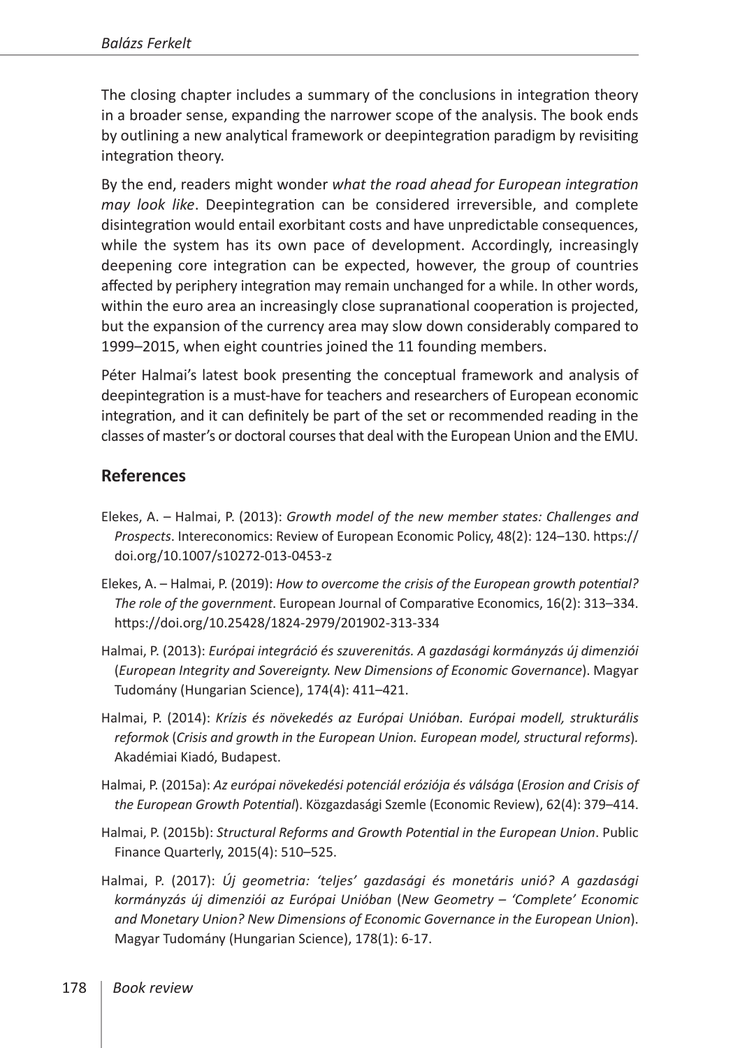The closing chapter includes a summary of the conclusions in integration theory in a broader sense, expanding the narrower scope of the analysis. The book ends by outlining a new analytical framework or deepintegration paradigm by revisiting integration theory.

By the end, readers might wonder *what the road ahead for European integration may look like*. Deepintegration can be considered irreversible, and complete disintegration would entail exorbitant costs and have unpredictable consequences, while the system has its own pace of development. Accordingly, increasingly deepening core integration can be expected, however, the group of countries affected by periphery integration may remain unchanged for a while. In other words, within the euro area an increasingly close supranational cooperation is projected, but the expansion of the currency area may slow down considerably compared to 1999–2015, when eight countries joined the 11 founding members.

Péter Halmai's latest book presenting the conceptual framework and analysis of deepintegration is a must-have for teachers and researchers of European economic integration, and it can definitely be part of the set or recommended reading in the classes of master's or doctoral courses that deal with the European Union and the EMU.

## References

Elekes, A. – Halmai, P. (2013): *Growth model of the new member states: Challenges and Prospects*. Intereconomics: Review of European Economic Policy, 48(2): 124–130. https://doi.org/10.1007/s10272-013-0453-z

Elekes, A. – Halmai, P. (2019): *How to overcome the crisis of the European growth potential? The role of the government*. European Journal of Comparative Economics, 16(2): 313–334. https://doi.org/10.25428/1824-2979/201902-313-334

Halmai, P. (2013): *Európai integráció és szuverenitás. A gazdasági kormányzás új dimenziói* (*European Integrity and Sovereignty. New Dimensions of Economic Governance*). Magyar Tudomány (Hungarian Science), 174(4): 411–421.

Halmai, P. (2014): *Krízis és növekedés az Európai Unióban. Európai modell, strukturális reformok* (*Crisis and growth in the European Union. European model, structural reforms*). Akadémiai Kiadó, Budapest.

Halmai, P. (2015a): *Az európai növekedési potenciál eróziója és válsága* (*Erosion and Crisis of the European Growth Potential*). Közgazdasági Szemle (Economic Review), 62(4): 379–414.

Halmai, P. (2015b): *Structural Reforms and Growth Potential in the European Union*. Public Finance Quarterly, 2015(4): 510–525.

Halmai, P. (2017): *Új geometria: 'teljes' gazdasági és monetáris unió? A gazdasági kormányzás új dimenziói az Európai Unióban* (*New Geometry – 'Complete' Economic and Monetary Union? New Dimensions of Economic Governance in the European Union*). Magyar Tudomány (Hungarian Science), 178(1): 6-17.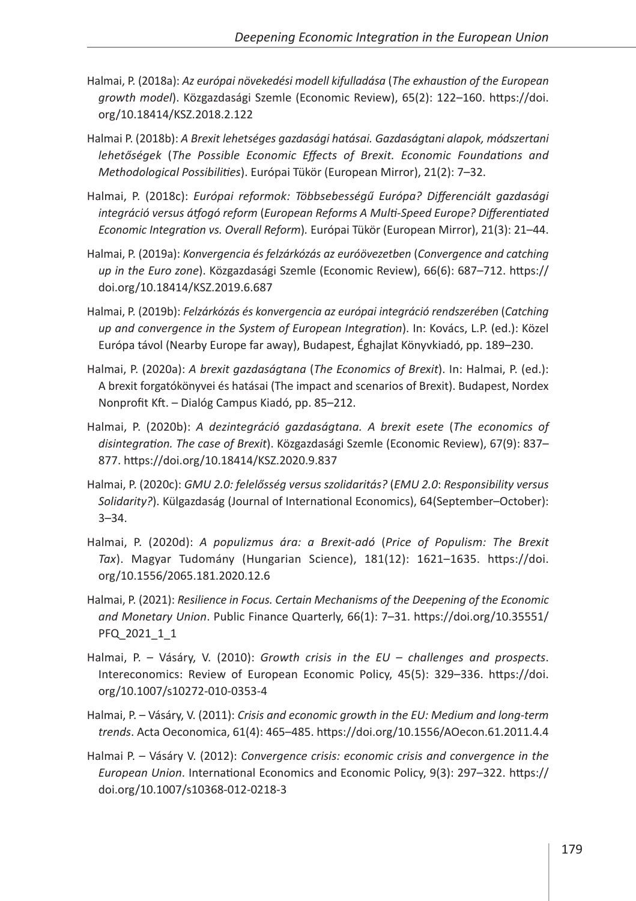Halmai, P. (2018a): *Az európai növekedési modell kifulladása* (*The exhaustion of the European growth model*). Közgazdasági Szemle (Economic Review), 65(2): 122–160. https://doi.org/10.18414/KSZ.2018.2.122

Halmai P. (2018b): *A Brexit lehetséges gazdasági hatásai. Gazdaságtani alapok, módszertani lehetőségek* (*The Possible Economic Effects of Brexit. Economic Foundations and Methodological Possibilities*). Európai Tükör (European Mirror), 21(2): 7–32.

Halmai, P. (2018c): *Európai reformok: Többsebességű Európa? Differenciált gazdasági integráció versus átfogó reform* (*European Reforms A Multi-Speed Europe? Differentiated Economic Integration vs. Overall Reform*). Európai Tükör (European Mirror), 21(3): 21–44.

Halmai, P. (2019a): *Konvergencia és felzárkózás az euróövezetben* (*Convergence and catching up in the Euro zone*). Közgazdasági Szemle (Economic Review), 66(6): 687–712. https://doi.org/10.18414/KSZ.2019.6.687

Halmai, P. (2019b): *Felzárkózás és konvergencia az európai integráció rendszerében* (*Catching up and convergence in the System of European Integration*). In: Kovács, L.P. (ed.): Közel Európa távol (Nearby Europe far away), Budapest, Éghajlat Könyvkiadó, pp. 189–230.

Halmai, P. (2020a): *A brexit gazdaságtana* (*The Economics of Brexit*). In: Halmai, P. (ed.): A brexit forgatókönyvei és hatásai (The impact and scenarios of Brexit). Budapest, Nordex Nonprofit Kft. – Dialóg Campus Kiadó, pp. 85–212.

Halmai, P. (2020b): *A dezintegráció gazdaságtana. A brexit esete* (*The economics of disintegration. The case of Brexit*). Közgazdasági Szemle (Economic Review), 67(9): 837–877. https://doi.org/10.18414/KSZ.2020.9.837

Halmai, P. (2020c): *GMU 2.0: felelősség versus szolidaritás?* (*EMU 2.0*: *Responsibility versus Solidarity?*). Külgazdaság (Journal of International Economics), 64(September–October): 3–34.

Halmai, P. (2020d): *A populizmus ára: a Brexit-adó* (*Price of Populism: The Brexit Tax*). Magyar Tudomány (Hungarian Science), 181(12): 1621–1635. https://doi.org/10.1556/2065.181.2020.12.6

Halmai, P. (2021): *Resilience in Focus. Certain Mechanisms of the Deepening of the Economic and Monetary Union*. Public Finance Quarterly, 66(1): 7–31. https://doi.org/10.35551/PFQ_2021_1_1

Halmai, P. – Vásáry, V. (2010): *Growth crisis in the EU – challenges and prospects*. Intereconomics: Review of European Economic Policy, 45(5): 329–336. https://doi.org/10.1007/s10272-010-0353-4

Halmai, P. – Vásáry, V. (2011): *Crisis and economic growth in the EU: Medium and long-term trends*. Acta Oeconomica, 61(4): 465–485. https://doi.org/10.1556/AOecon.61.2011.4.4

Halmai P. – Vásáry V. (2012): *Convergence crisis: economic crisis and convergence in the European Union*. International Economics and Economic Policy, 9(3): 297–322. https://doi.org/10.1007/s10368-012-0218-3